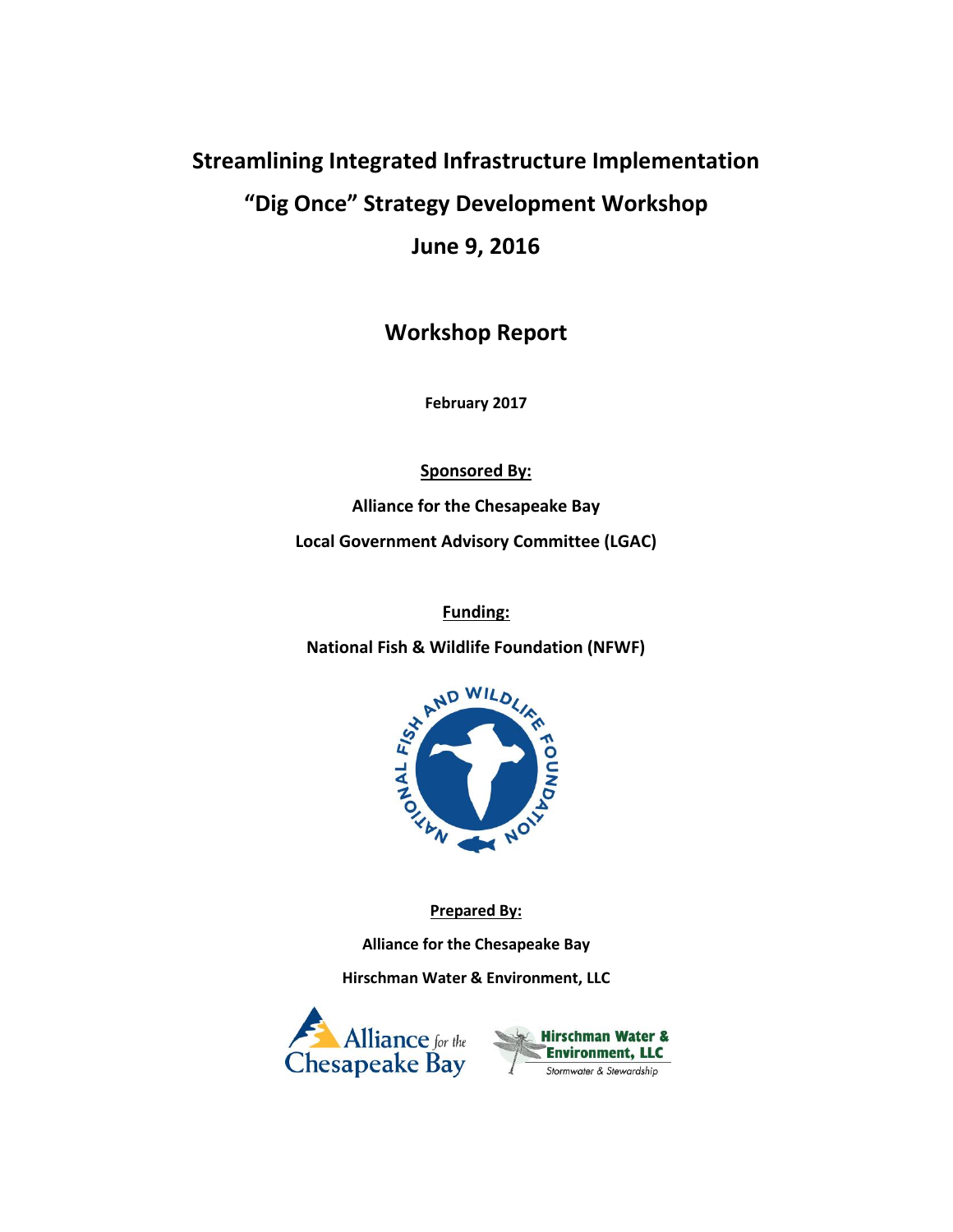# Streamlining Integrated Infrastructure Implementation

# "Dig Once" Strategy Development Workshop

# June 9, 2016

## Workshop Report

**February 2017**

**Sponsored By:**

**Alliance for the Chesapeake Bay**

**Local Government Advisory Committee (LGAC)**

**Funding:**

**National Fish & Wildlife Foundation (NFWF)**

**Prepared By:**

**Alliance for the Chesapeake Bay**

**Hirschman Water & Environment, LLC**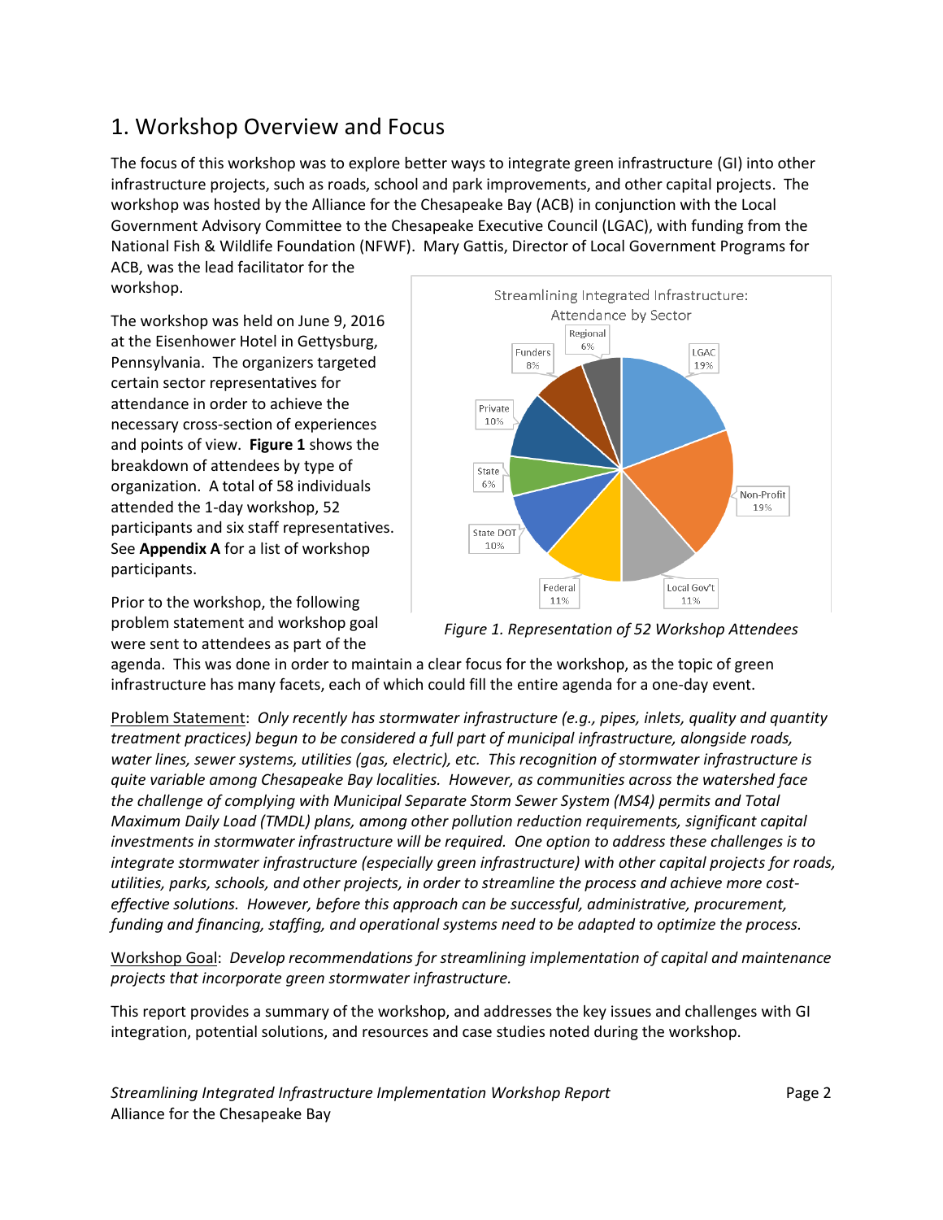# 1. Workshop Overview and Focus

The focus of this workshop was to explore better ways to integrate green infrastructure (GI) into other infrastructure projects, such as roads, school and park improvements, and other capital projects. The workshop was hosted by the Alliance for the Chesapeake Bay (ACB) in conjunction with the Local Government Advisory Committee to the Chesapeake Executive Council (LGAC), with funding from the National Fish & Wildlife Foundation (NFWF). Mary Gattis, Director of Local Government Programs for ACB, was the lead facilitator for the workshop.

The workshop was held on June 9, 2016 at the Eisenhower Hotel in Gettysburg, Pennsylvania. The organizers targeted certain sector representatives for attendance in order to achieve the necessary cross-section of experiences and points of view. **Figure 1** shows the breakdown of attendees by type of organization. A total of 58 individuals attended the 1-day workshop, 52 participants and six staff representatives. See **Appendix A** for a list of workshop participants.

Streamlining Integrated Infrastructure: Attendance by Sector

| Sector | Percentage |
|---|---|
| LGAC | 19% |
| Non-Profit | 19% |
| Local Gov't | 11% |
| Federal | 11% |
| State DOT | 10% |
| State | 6% |
| Private | 10% |
| Funders | 8% |
| Regional | 6% |

*Figure 1. Representation of 52 Workshop Attendees*

Prior to the workshop, the following problem statement and workshop goal were sent to attendees as part of the agenda. This was done in order to maintain a clear focus for the workshop, as the topic of green infrastructure has many facets, each of which could fill the entire agenda for a one-day event.

<u>Problem Statement</u>: *Only recently has stormwater infrastructure (e.g., pipes, inlets, quality and quantity treatment practices) begun to be considered a full part of municipal infrastructure, alongside roads, water lines, sewer systems, utilities (gas, electric), etc. This recognition of stormwater infrastructure is quite variable among Chesapeake Bay localities. However, as communities across the watershed face the challenge of complying with Municipal Separate Storm Sewer System (MS4) permits and Total Maximum Daily Load (TMDL) plans, among other pollution reduction requirements, significant capital investments in stormwater infrastructure will be required. One option to address these challenges is to integrate stormwater infrastructure (especially green infrastructure) with other capital projects for roads, utilities, parks, schools, and other projects, in order to streamline the process and achieve more cost-effective solutions. However, before this approach can be successful, administrative, procurement, funding and financing, staffing, and operational systems need to be adapted to optimize the process.*

<u>Workshop Goal</u>: *Develop recommendations for streamlining implementation of capital and maintenance projects that incorporate green stormwater infrastructure.*

This report provides a summary of the workshop, and addresses the key issues and challenges with GI integration, potential solutions, and resources and case studies noted during the workshop.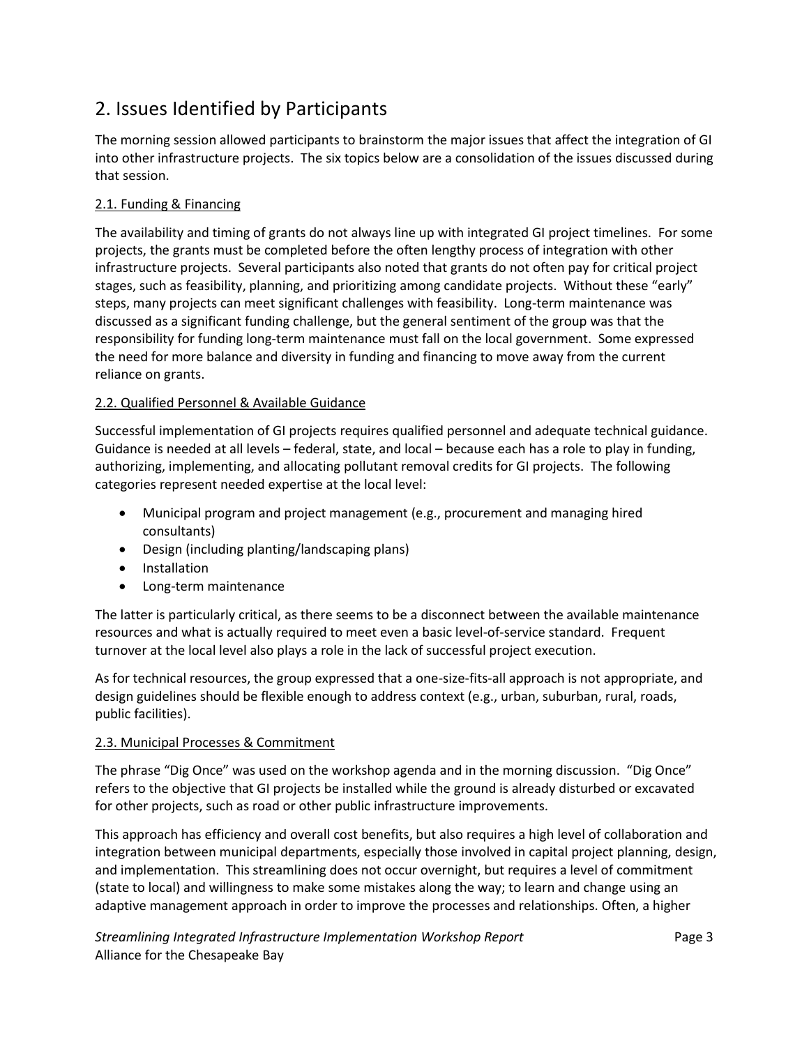## 2. Issues Identified by Participants

The morning session allowed participants to brainstorm the major issues that affect the integration of GI into other infrastructure projects. The six topics below are a consolidation of the issues discussed during that session.

### 2.1. Funding & Financing

The availability and timing of grants do not always line up with integrated GI project timelines. For some projects, the grants must be completed before the often lengthy process of integration with other infrastructure projects. Several participants also noted that grants do not often pay for critical project stages, such as feasibility, planning, and prioritizing among candidate projects. Without these "early" steps, many projects can meet significant challenges with feasibility. Long-term maintenance was discussed as a significant funding challenge, but the general sentiment of the group was that the responsibility for funding long-term maintenance must fall on the local government. Some expressed the need for more balance and diversity in funding and financing to move away from the current reliance on grants.

### 2.2. Qualified Personnel & Available Guidance

Successful implementation of GI projects requires qualified personnel and adequate technical guidance. Guidance is needed at all levels – federal, state, and local – because each has a role to play in funding, authorizing, implementing, and allocating pollutant removal credits for GI projects. The following categories represent needed expertise at the local level:

- Municipal program and project management (e.g., procurement and managing hired consultants)
- Design (including planting/landscaping plans)
- Installation
- Long-term maintenance

The latter is particularly critical, as there seems to be a disconnect between the available maintenance resources and what is actually required to meet even a basic level-of-service standard. Frequent turnover at the local level also plays a role in the lack of successful project execution.

As for technical resources, the group expressed that a one-size-fits-all approach is not appropriate, and design guidelines should be flexible enough to address context (e.g., urban, suburban, rural, roads, public facilities).

### 2.3. Municipal Processes & Commitment

The phrase "Dig Once" was used on the workshop agenda and in the morning discussion. "Dig Once" refers to the objective that GI projects be installed while the ground is already disturbed or excavated for other projects, such as road or other public infrastructure improvements.

This approach has efficiency and overall cost benefits, but also requires a high level of collaboration and integration between municipal departments, especially those involved in capital project planning, design, and implementation. This streamlining does not occur overnight, but requires a level of commitment (state to local) and willingness to make some mistakes along the way; to learn and change using an adaptive management approach in order to improve the processes and relationships. Often, a higher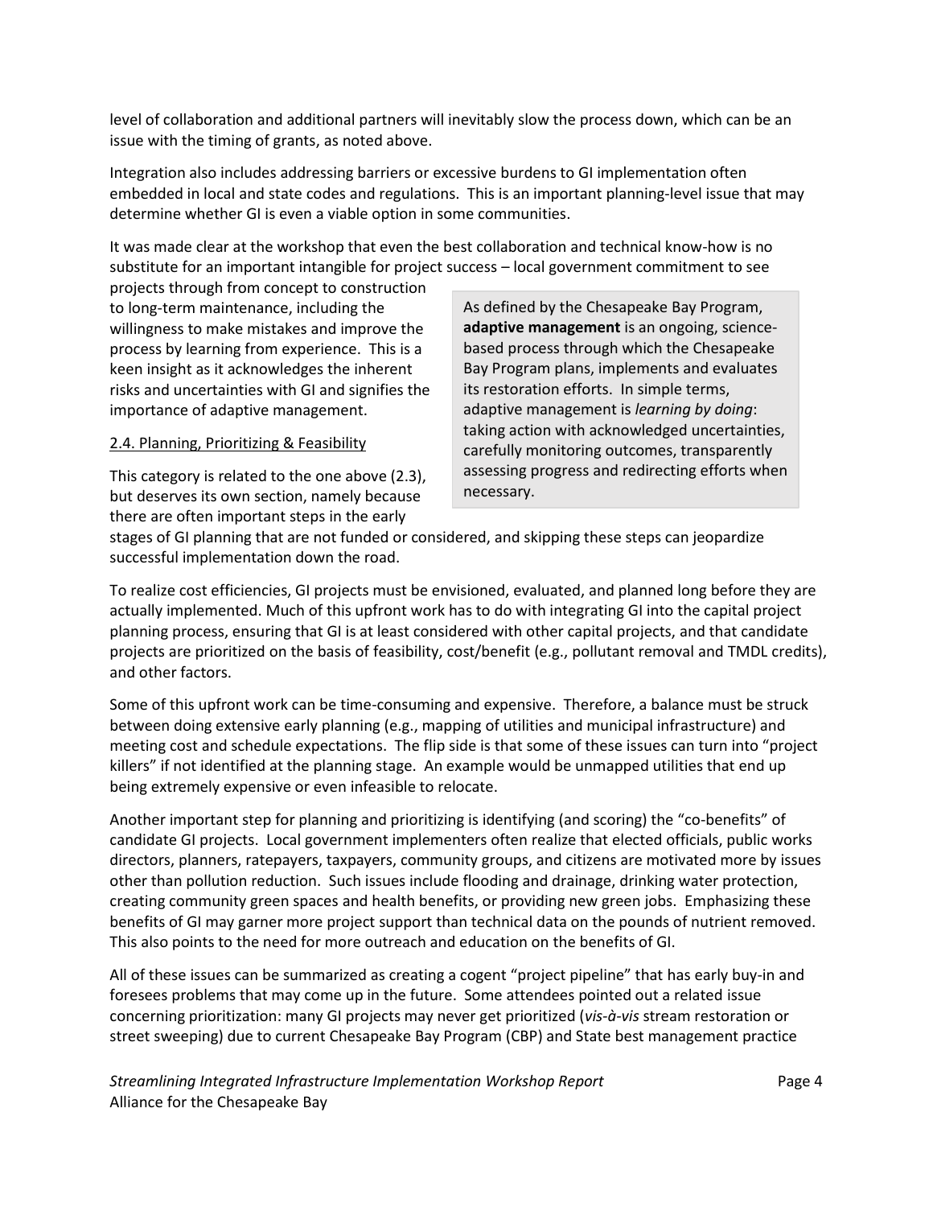level of collaboration and additional partners will inevitably slow the process down, which can be an issue with the timing of grants, as noted above.

Integration also includes addressing barriers or excessive burdens to GI implementation often embedded in local and state codes and regulations. This is an important planning-level issue that may determine whether GI is even a viable option in some communities.

It was made clear at the workshop that even the best collaboration and technical know-how is no substitute for an important intangible for project success – local government commitment to see projects through from concept to construction to long-term maintenance, including the willingness to make mistakes and improve the process by learning from experience. This is a keen insight as it acknowledges the inherent risks and uncertainties with GI and signifies the importance of adaptive management.

> As defined by the Chesapeake Bay Program, **adaptive management** is an ongoing, science-based process through which the Chesapeake Bay Program plans, implements and evaluates its restoration efforts. In simple terms, adaptive management is *learning by doing*: taking action with acknowledged uncertainties, carefully monitoring outcomes, transparently assessing progress and redirecting efforts when necessary.

### 2.4. Planning, Prioritizing & Feasibility

This category is related to the one above (2.3), but deserves its own section, namely because there are often important steps in the early stages of GI planning that are not funded or considered, and skipping these steps can jeopardize successful implementation down the road.

To realize cost efficiencies, GI projects must be envisioned, evaluated, and planned long before they are actually implemented. Much of this upfront work has to do with integrating GI into the capital project planning process, ensuring that GI is at least considered with other capital projects, and that candidate projects are prioritized on the basis of feasibility, cost/benefit (e.g., pollutant removal and TMDL credits), and other factors.

Some of this upfront work can be time-consuming and expensive. Therefore, a balance must be struck between doing extensive early planning (e.g., mapping of utilities and municipal infrastructure) and meeting cost and schedule expectations. The flip side is that some of these issues can turn into "project killers" if not identified at the planning stage. An example would be unmapped utilities that end up being extremely expensive or even infeasible to relocate.

Another important step for planning and prioritizing is identifying (and scoring) the "co-benefits" of candidate GI projects. Local government implementers often realize that elected officials, public works directors, planners, ratepayers, taxpayers, community groups, and citizens are motivated more by issues other than pollution reduction. Such issues include flooding and drainage, drinking water protection, creating community green spaces and health benefits, or providing new green jobs. Emphasizing these benefits of GI may garner more project support than technical data on the pounds of nutrient removed. This also points to the need for more outreach and education on the benefits of GI.

All of these issues can be summarized as creating a cogent "project pipeline" that has early buy-in and foresees problems that may come up in the future. Some attendees pointed out a related issue concerning prioritization: many GI projects may never get prioritized (*vis-à-vis* stream restoration or street sweeping) due to current Chesapeake Bay Program (CBP) and State best management practice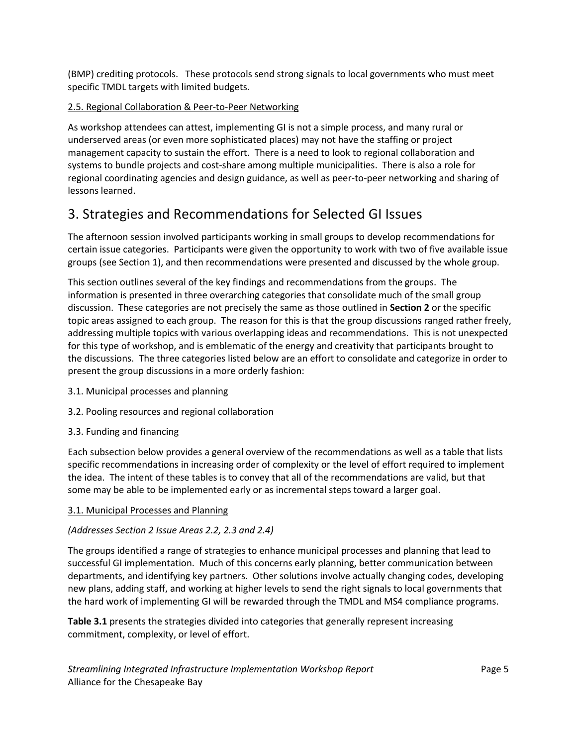(BMP) crediting protocols. These protocols send strong signals to local governments who must meet specific TMDL targets with limited budgets.

### 2.5. Regional Collaboration & Peer-to-Peer Networking

As workshop attendees can attest, implementing GI is not a simple process, and many rural or underserved areas (or even more sophisticated places) may not have the staffing or project management capacity to sustain the effort. There is a need to look to regional collaboration and systems to bundle projects and cost-share among multiple municipalities. There is also a role for regional coordinating agencies and design guidance, as well as peer-to-peer networking and sharing of lessons learned.

# 3. Strategies and Recommendations for Selected GI Issues

The afternoon session involved participants working in small groups to develop recommendations for certain issue categories. Participants were given the opportunity to work with two of five available issue groups (see Section 1), and then recommendations were presented and discussed by the whole group.

This section outlines several of the key findings and recommendations from the groups. The information is presented in three overarching categories that consolidate much of the small group discussion. These categories are not precisely the same as those outlined in **Section 2** or the specific topic areas assigned to each group. The reason for this is that the group discussions ranged rather freely, addressing multiple topics with various overlapping ideas and recommendations. This is not unexpected for this type of workshop, and is emblematic of the energy and creativity that participants brought to the discussions. The three categories listed below are an effort to consolidate and categorize in order to present the group discussions in a more orderly fashion:

3.1. Municipal processes and planning

3.2. Pooling resources and regional collaboration

3.3. Funding and financing

Each subsection below provides a general overview of the recommendations as well as a table that lists specific recommendations in increasing order of complexity or the level of effort required to implement the idea. The intent of these tables is to convey that all of the recommendations are valid, but that some may be able to be implemented early or as incremental steps toward a larger goal.

### 3.1. Municipal Processes and Planning

*(Addresses Section 2 Issue Areas 2.2, 2.3 and 2.4)*

The groups identified a range of strategies to enhance municipal processes and planning that lead to successful GI implementation. Much of this concerns early planning, better communication between departments, and identifying key partners. Other solutions involve actually changing codes, developing new plans, adding staff, and working at higher levels to send the right signals to local governments that the hard work of implementing GI will be rewarded through the TMDL and MS4 compliance programs.

**Table 3.1** presents the strategies divided into categories that generally represent increasing commitment, complexity, or level of effort.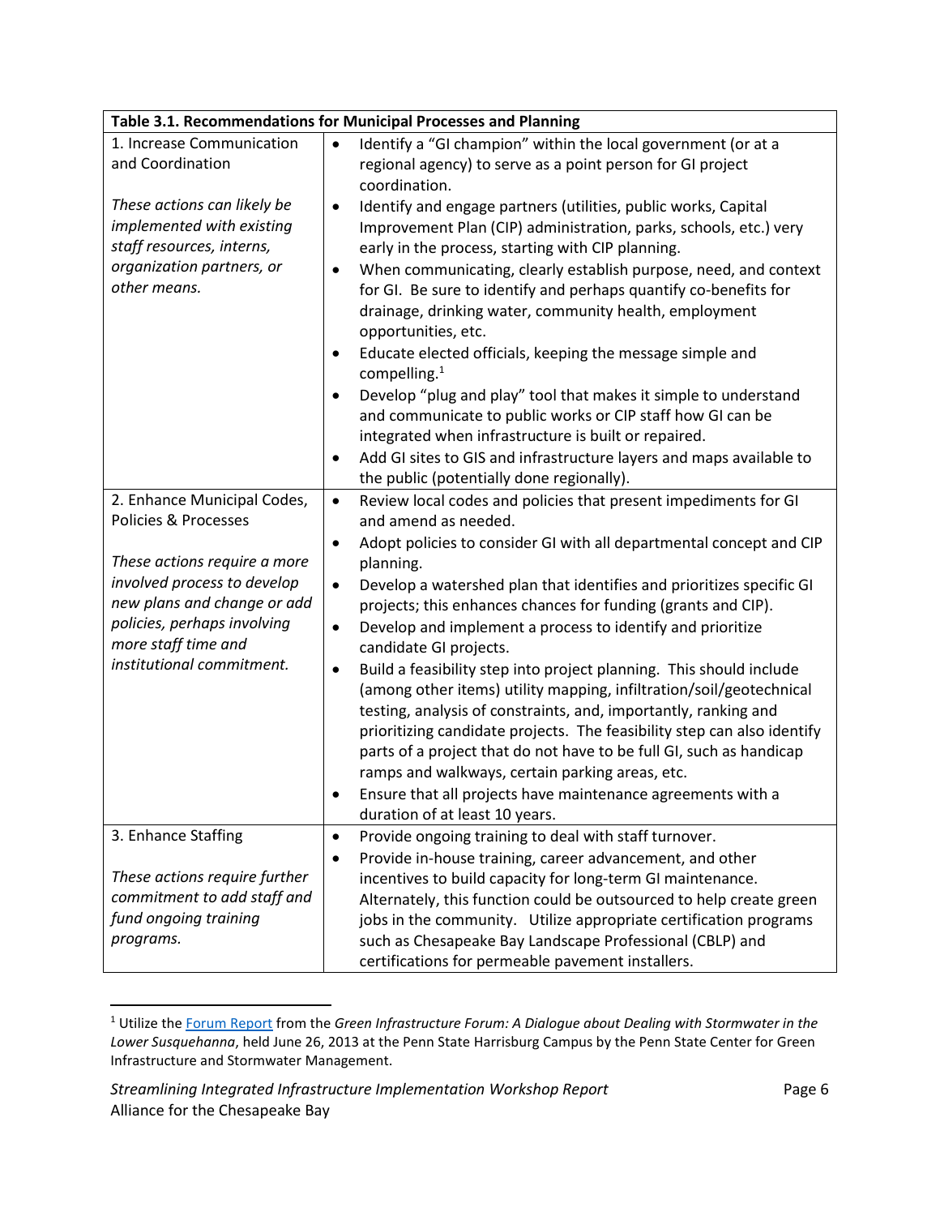| Table 3.1. Recommendations for Municipal Processes and Planning | |
|---|---|
| 1. Increase Communication and Coordination<br><br>*These actions can likely be implemented with existing staff resources, interns, organization partners, or other means.* | • Identify a "GI champion" within the local government (or at a regional agency) to serve as a point person for GI project coordination.<br>• Identify and engage partners (utilities, public works, Capital Improvement Plan (CIP) administration, parks, schools, etc.) very early in the process, starting with CIP planning.<br>• When communicating, clearly establish purpose, need, and context for GI. Be sure to identify and perhaps quantify co-benefits for drainage, drinking water, community health, employment opportunities, etc.<br>• Educate elected officials, keeping the message simple and compelling.[1]<br>• Develop "plug and play" tool that makes it simple to understand and communicate to public works or CIP staff how GI can be integrated when infrastructure is built or repaired.<br>• Add GI sites to GIS and infrastructure layers and maps available to the public (potentially done regionally). |
| 2. Enhance Municipal Codes, Policies & Processes<br><br>*These actions require a more involved process to develop new plans and change or add policies, perhaps involving more staff time and institutional commitment.* | • Review local codes and policies that present impediments for GI and amend as needed.<br>• Adopt policies to consider GI with all departmental concept and CIP planning.<br>• Develop a watershed plan that identifies and prioritizes specific GI projects; this enhances chances for funding (grants and CIP).<br>• Develop and implement a process to identify and prioritize candidate GI projects.<br>• Build a feasibility step into project planning. This should include (among other items) utility mapping, infiltration/soil/geotechnical testing, analysis of constraints, and, importantly, ranking and prioritizing candidate projects. The feasibility step can also identify parts of a project that do not have to be full GI, such as handicap ramps and walkways, certain parking areas, etc.<br>• Ensure that all projects have maintenance agreements with a duration of at least 10 years. |
| 3. Enhance Staffing<br><br>*These actions require further commitment to add staff and fund ongoing training programs.* | • Provide ongoing training to deal with staff turnover.<br>• Provide in-house training, career advancement, and other incentives to build capacity for long-term GI maintenance. Alternately, this function could be outsourced to help create green jobs in the community. Utilize appropriate certification programs such as Chesapeake Bay Landscape Professional (CBLP) and certifications for permeable pavement installers. |

[1] Utilize the Forum Report from the *Green Infrastructure Forum: A Dialogue about Dealing with Stormwater in the Lower Susquehanna*, held June 26, 2013 at the Penn State Harrisburg Campus by the Penn State Center for Green Infrastructure and Stormwater Management.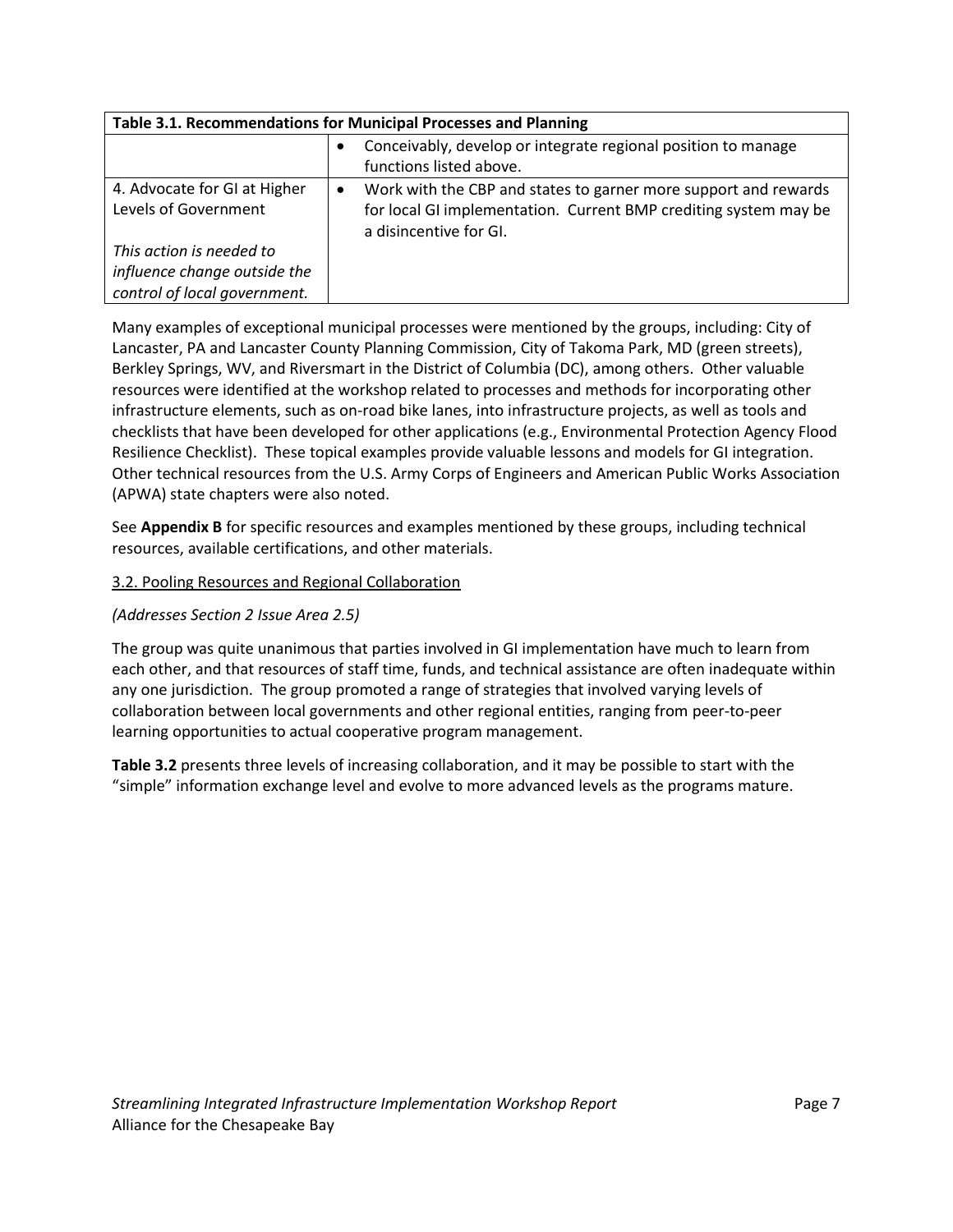| Table 3.1. Recommendations for Municipal Processes and Planning | |
|---|---|
| | • Conceivably, develop or integrate regional position to manage functions listed above. |
| 4. Advocate for GI at Higher Levels of Government<br><br>*This action is needed to influence change outside the control of local government.* | • Work with the CBP and states to garner more support and rewards for local GI implementation. Current BMP crediting system may be a disincentive for GI. |

Many examples of exceptional municipal processes were mentioned by the groups, including: City of Lancaster, PA and Lancaster County Planning Commission, City of Takoma Park, MD (green streets), Berkley Springs, WV, and Riversmart in the District of Columbia (DC), among others. Other valuable resources were identified at the workshop related to processes and methods for incorporating other infrastructure elements, such as on-road bike lanes, into infrastructure projects, as well as tools and checklists that have been developed for other applications (e.g., Environmental Protection Agency Flood Resilience Checklist). These topical examples provide valuable lessons and models for GI integration. Other technical resources from the U.S. Army Corps of Engineers and American Public Works Association (APWA) state chapters were also noted.

See **Appendix B** for specific resources and examples mentioned by these groups, including technical resources, available certifications, and other materials.

### 3.2. Pooling Resources and Regional Collaboration

*(Addresses Section 2 Issue Area 2.5)*

The group was quite unanimous that parties involved in GI implementation have much to learn from each other, and that resources of staff time, funds, and technical assistance are often inadequate within any one jurisdiction. The group promoted a range of strategies that involved varying levels of collaboration between local governments and other regional entities, ranging from peer-to-peer learning opportunities to actual cooperative program management.

**Table 3.2** presents three levels of increasing collaboration, and it may be possible to start with the "simple" information exchange level and evolve to more advanced levels as the programs mature.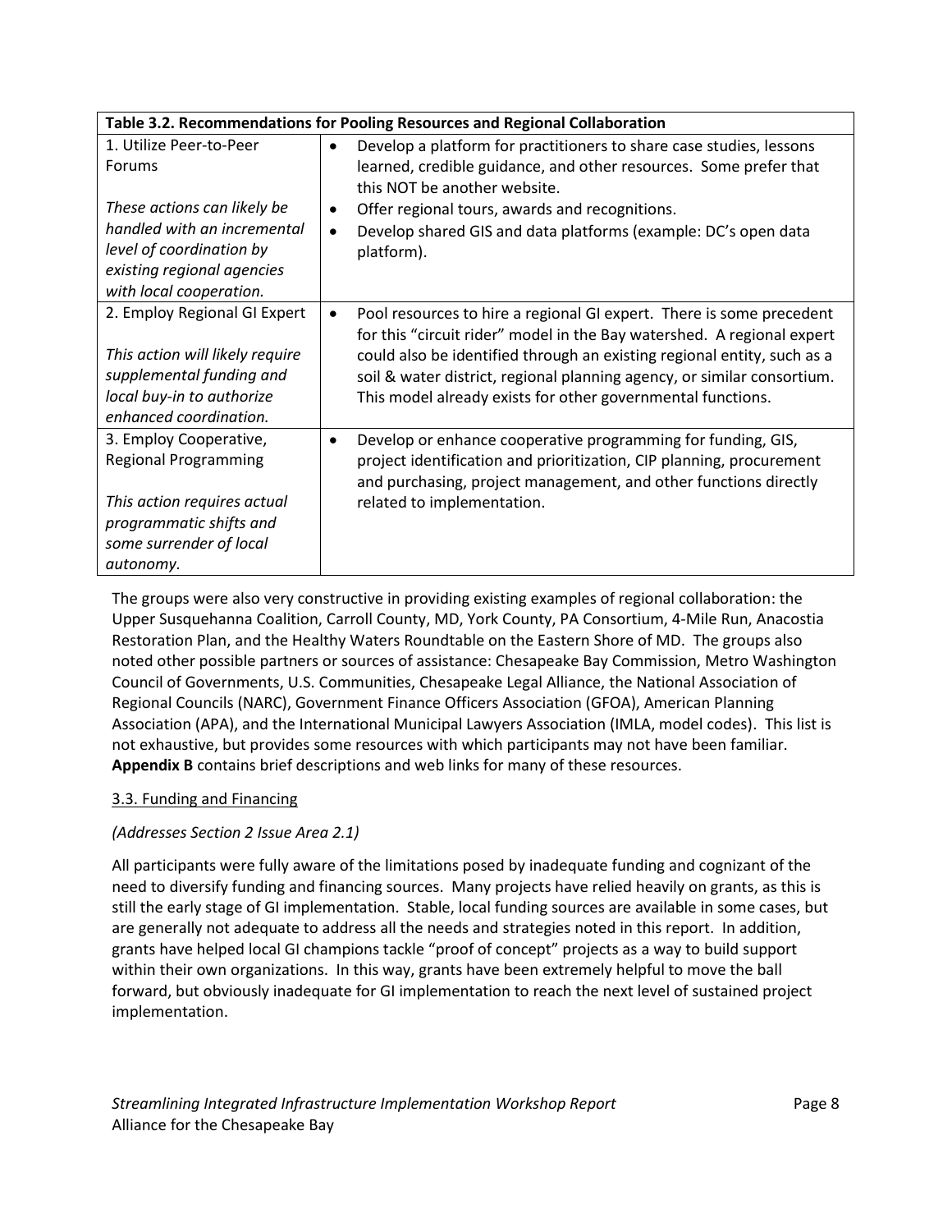| Table 3.2. Recommendations for Pooling Resources and Regional Collaboration | |
|---|---|
| 1. Utilize Peer-to-Peer Forums<br><br>*These actions can likely be handled with an incremental level of coordination by existing regional agencies with local cooperation.* | • Develop a platform for practitioners to share case studies, lessons learned, credible guidance, and other resources. Some prefer that this NOT be another website.<br>• Offer regional tours, awards and recognitions.<br>• Develop shared GIS and data platforms (example: DC's open data platform). |
| 2. Employ Regional GI Expert<br><br>*This action will likely require supplemental funding and local buy-in to authorize enhanced coordination.* | • Pool resources to hire a regional GI expert. There is some precedent for this "circuit rider" model in the Bay watershed. A regional expert could also be identified through an existing regional entity, such as a soil & water district, regional planning agency, or similar consortium. This model already exists for other governmental functions. |
| 3. Employ Cooperative, Regional Programming<br><br>*This action requires actual programmatic shifts and some surrender of local autonomy.* | • Develop or enhance cooperative programming for funding, GIS, project identification and prioritization, CIP planning, procurement and purchasing, project management, and other functions directly related to implementation. |

The groups were also very constructive in providing existing examples of regional collaboration: the Upper Susquehanna Coalition, Carroll County, MD, York County, PA Consortium, 4-Mile Run, Anacostia Restoration Plan, and the Healthy Waters Roundtable on the Eastern Shore of MD. The groups also noted other possible partners or sources of assistance: Chesapeake Bay Commission, Metro Washington Council of Governments, U.S. Communities, Chesapeake Legal Alliance, the National Association of Regional Councils (NARC), Government Finance Officers Association (GFOA), American Planning Association (APA), and the International Municipal Lawyers Association (IMLA, model codes). This list is not exhaustive, but provides some resources with which participants may not have been familiar. **Appendix B** contains brief descriptions and web links for many of these resources.

### 3.3. Funding and Financing

*(Addresses Section 2 Issue Area 2.1)*

All participants were fully aware of the limitations posed by inadequate funding and cognizant of the need to diversify funding and financing sources. Many projects have relied heavily on grants, as this is still the early stage of GI implementation. Stable, local funding sources are available in some cases, but are generally not adequate to address all the needs and strategies noted in this report. In addition, grants have helped local GI champions tackle "proof of concept" projects as a way to build support within their own organizations. In this way, grants have been extremely helpful to move the ball forward, but obviously inadequate for GI implementation to reach the next level of sustained project implementation.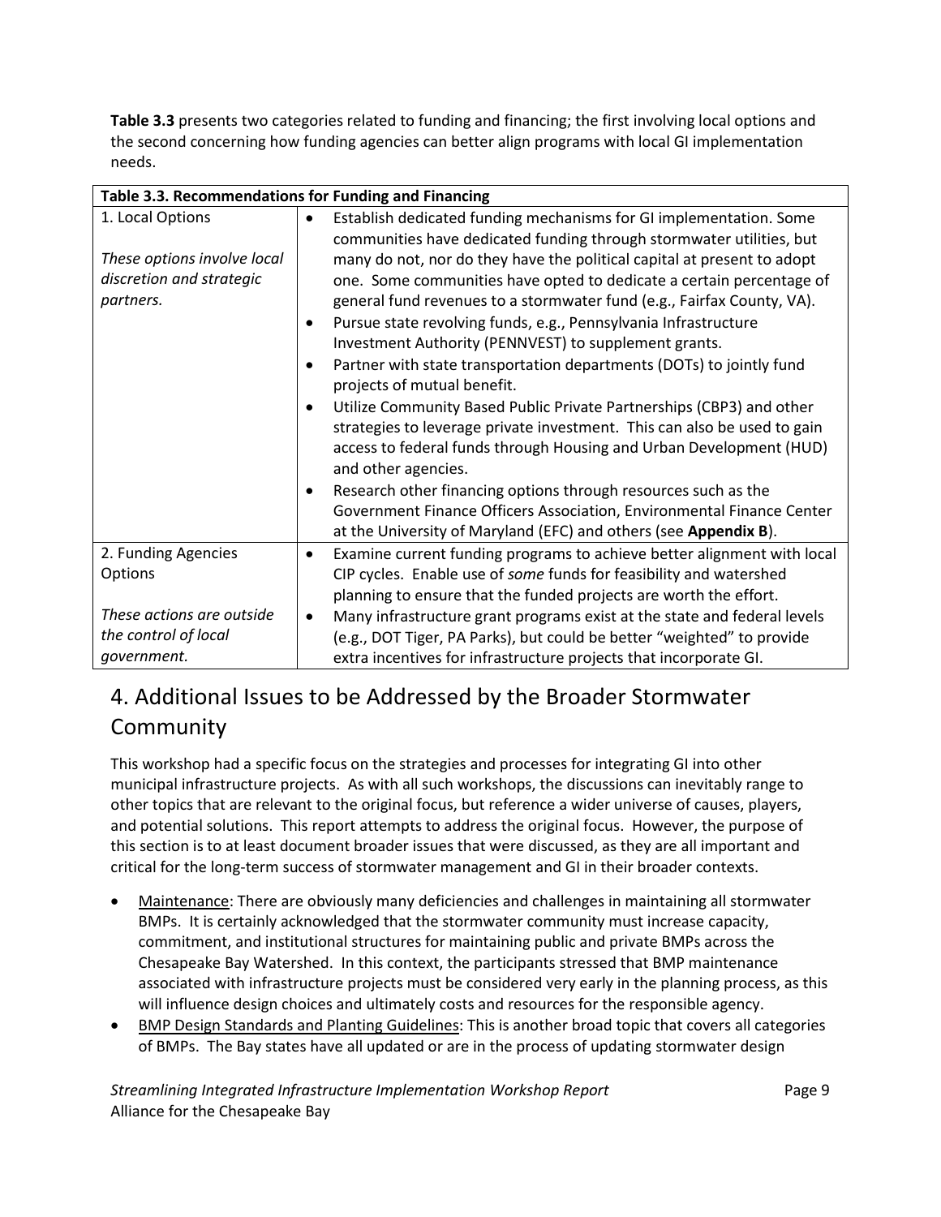**Table 3.3** presents two categories related to funding and financing; the first involving local options and the second concerning how funding agencies can better align programs with local GI implementation needs.

| Table 3.3. Recommendations for Funding and Financing | |
|---|---|
| 1. Local Options<br><br>*These options involve local discretion and strategic partners.* | • Establish dedicated funding mechanisms for GI implementation. Some communities have dedicated funding through stormwater utilities, but many do not, nor do they have the political capital at present to adopt one. Some communities have opted to dedicate a certain percentage of general fund revenues to a stormwater fund (e.g., Fairfax County, VA).<br>• Pursue state revolving funds, e.g., Pennsylvania Infrastructure Investment Authority (PENNVEST) to supplement grants.<br>• Partner with state transportation departments (DOTs) to jointly fund projects of mutual benefit.<br>• Utilize Community Based Public Private Partnerships (CBP3) and other strategies to leverage private investment. This can also be used to gain access to federal funds through Housing and Urban Development (HUD) and other agencies.<br>• Research other financing options through resources such as the Government Finance Officers Association, Environmental Finance Center at the University of Maryland (EFC) and others (see **Appendix B**). |
| 2. Funding Agencies Options<br><br>*These actions are outside the control of local government.* | • Examine current funding programs to achieve better alignment with local CIP cycles. Enable use of *some* funds for feasibility and watershed planning to ensure that the funded projects are worth the effort.<br>• Many infrastructure grant programs exist at the state and federal levels (e.g., DOT Tiger, PA Parks), but could be better "weighted" to provide extra incentives for infrastructure projects that incorporate GI. |

# 4. Additional Issues to be Addressed by the Broader Stormwater Community

This workshop had a specific focus on the strategies and processes for integrating GI into other municipal infrastructure projects. As with all such workshops, the discussions can inevitably range to other topics that are relevant to the original focus, but reference a wider universe of causes, players, and potential solutions. This report attempts to address the original focus. However, the purpose of this section is to at least document broader issues that were discussed, as they are all important and critical for the long-term success of stormwater management and GI in their broader contexts.

- <u>Maintenance</u>: There are obviously many deficiencies and challenges in maintaining all stormwater BMPs. It is certainly acknowledged that the stormwater community must increase capacity, commitment, and institutional structures for maintaining public and private BMPs across the Chesapeake Bay Watershed. In this context, the participants stressed that BMP maintenance associated with infrastructure projects must be considered very early in the planning process, as this will influence design choices and ultimately costs and resources for the responsible agency.
- <u>BMP Design Standards and Planting Guidelines</u>: This is another broad topic that covers all categories of BMPs. The Bay states have all updated or are in the process of updating stormwater design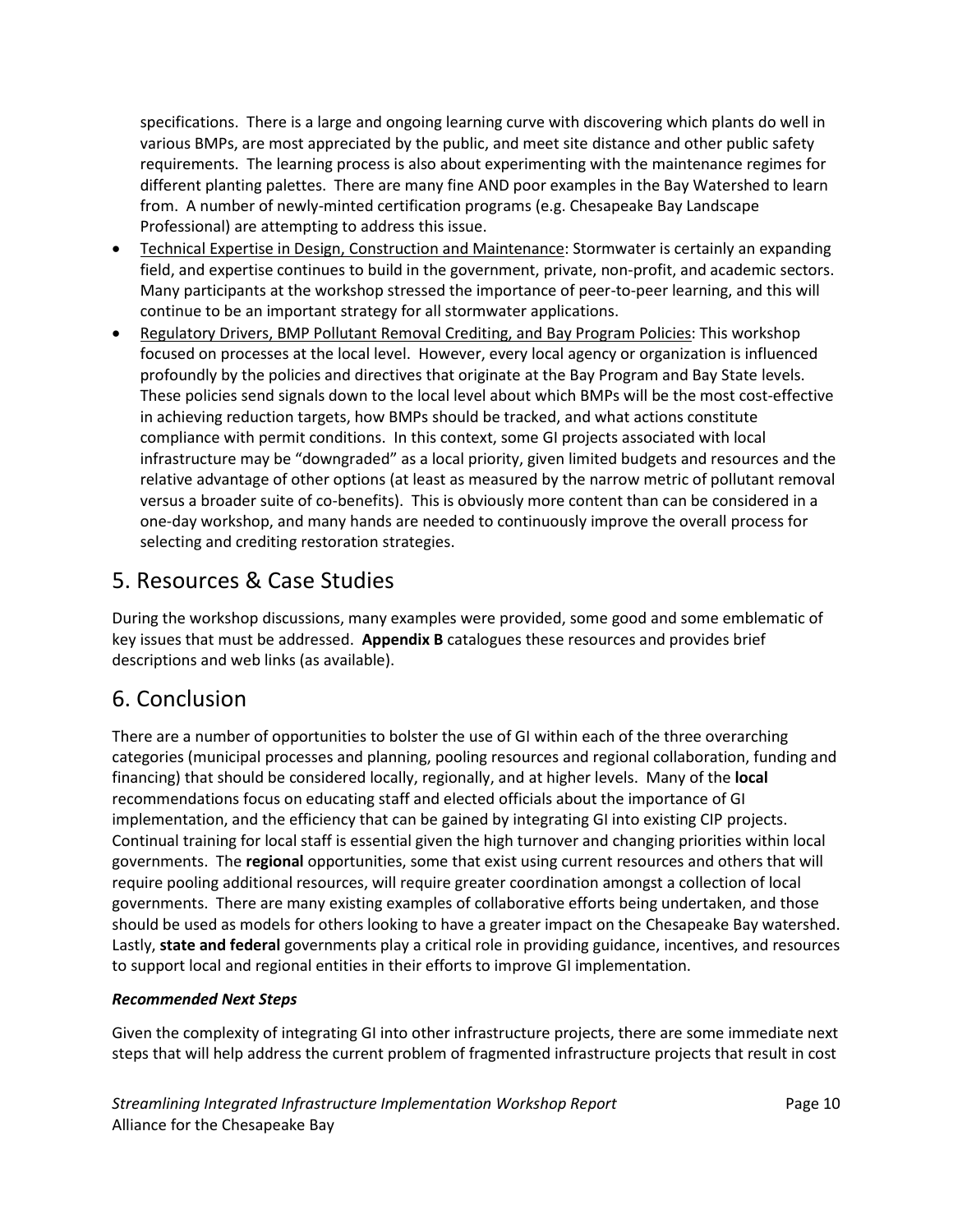specifications. There is a large and ongoing learning curve with discovering which plants do well in various BMPs, are most appreciated by the public, and meet site distance and other public safety requirements. The learning process is also about experimenting with the maintenance regimes for different planting palettes. There are many fine AND poor examples in the Bay Watershed to learn from. A number of newly-minted certification programs (e.g. Chesapeake Bay Landscape Professional) are attempting to address this issue.

- Technical Expertise in Design, Construction and Maintenance: Stormwater is certainly an expanding field, and expertise continues to build in the government, private, non-profit, and academic sectors. Many participants at the workshop stressed the importance of peer-to-peer learning, and this will continue to be an important strategy for all stormwater applications.
- Regulatory Drivers, BMP Pollutant Removal Crediting, and Bay Program Policies: This workshop focused on processes at the local level. However, every local agency or organization is influenced profoundly by the policies and directives that originate at the Bay Program and Bay State levels. These policies send signals down to the local level about which BMPs will be the most cost-effective in achieving reduction targets, how BMPs should be tracked, and what actions constitute compliance with permit conditions. In this context, some GI projects associated with local infrastructure may be "downgraded" as a local priority, given limited budgets and resources and the relative advantage of other options (at least as measured by the narrow metric of pollutant removal versus a broader suite of co-benefits). This is obviously more content than can be considered in a one-day workshop, and many hands are needed to continuously improve the overall process for selecting and crediting restoration strategies.

# 5. Resources & Case Studies

During the workshop discussions, many examples were provided, some good and some emblematic of key issues that must be addressed. **Appendix B** catalogues these resources and provides brief descriptions and web links (as available).

# 6. Conclusion

There are a number of opportunities to bolster the use of GI within each of the three overarching categories (municipal processes and planning, pooling resources and regional collaboration, funding and financing) that should be considered locally, regionally, and at higher levels. Many of the **local** recommendations focus on educating staff and elected officials about the importance of GI implementation, and the efficiency that can be gained by integrating GI into existing CIP projects. Continual training for local staff is essential given the high turnover and changing priorities within local governments. The **regional** opportunities, some that exist using current resources and others that will require pooling additional resources, will require greater coordination amongst a collection of local governments. There are many existing examples of collaborative efforts being undertaken, and those should be used as models for others looking to have a greater impact on the Chesapeake Bay watershed. Lastly, **state and federal** governments play a critical role in providing guidance, incentives, and resources to support local and regional entities in their efforts to improve GI implementation.

***Recommended Next Steps***

Given the complexity of integrating GI into other infrastructure projects, there are some immediate next steps that will help address the current problem of fragmented infrastructure projects that result in cost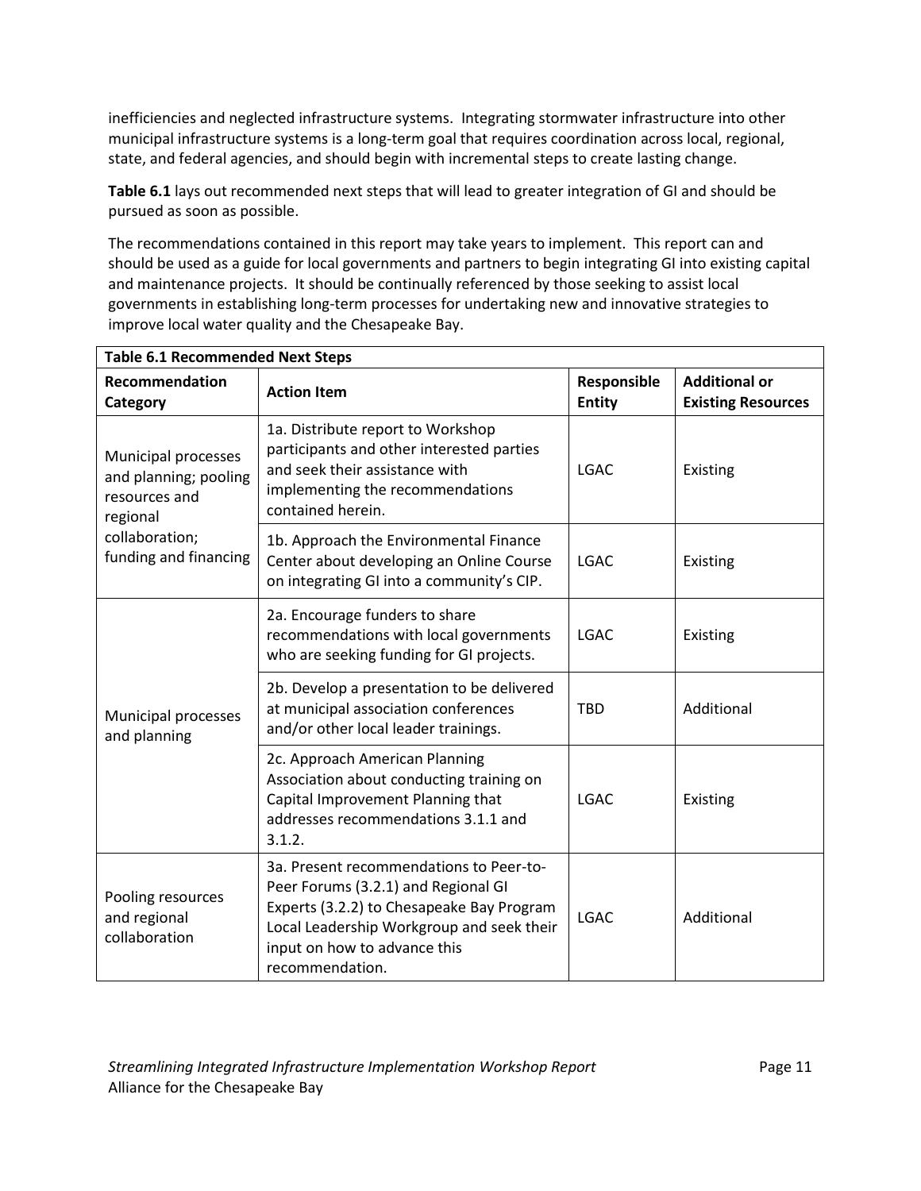inefficiencies and neglected infrastructure systems. Integrating stormwater infrastructure into other municipal infrastructure systems is a long-term goal that requires coordination across local, regional, state, and federal agencies, and should begin with incremental steps to create lasting change.

**Table 6.1** lays out recommended next steps that will lead to greater integration of GI and should be pursued as soon as possible.

The recommendations contained in this report may take years to implement. This report can and should be used as a guide for local governments and partners to begin integrating GI into existing capital and maintenance projects. It should be continually referenced by those seeking to assist local governments in establishing long-term processes for undertaking new and innovative strategies to improve local water quality and the Chesapeake Bay.

**Table 6.1 Recommended Next Steps**

| Recommendation Category | Action Item | Responsible Entity | Additional or Existing Resources |
|---|---|---|---|
| Municipal processes and planning; pooling resources and regional collaboration; funding and financing | 1a. Distribute report to Workshop participants and other interested parties and seek their assistance with implementing the recommendations contained herein. | LGAC | Existing |
| | 1b. Approach the Environmental Finance Center about developing an Online Course on integrating GI into a community's CIP. | LGAC | Existing |
| Municipal processes and planning | 2a. Encourage funders to share recommendations with local governments who are seeking funding for GI projects. | LGAC | Existing |
| | 2b. Develop a presentation to be delivered at municipal association conferences and/or other local leader trainings. | TBD | Additional |
| | 2c. Approach American Planning Association about conducting training on Capital Improvement Planning that addresses recommendations 3.1.1 and 3.1.2. | LGAC | Existing |
| Pooling resources and regional collaboration | 3a. Present recommendations to Peer-to-Peer Forums (3.2.1) and Regional GI Experts (3.2.2) to Chesapeake Bay Program Local Leadership Workgroup and seek their input on how to advance this recommendation. | LGAC | Additional |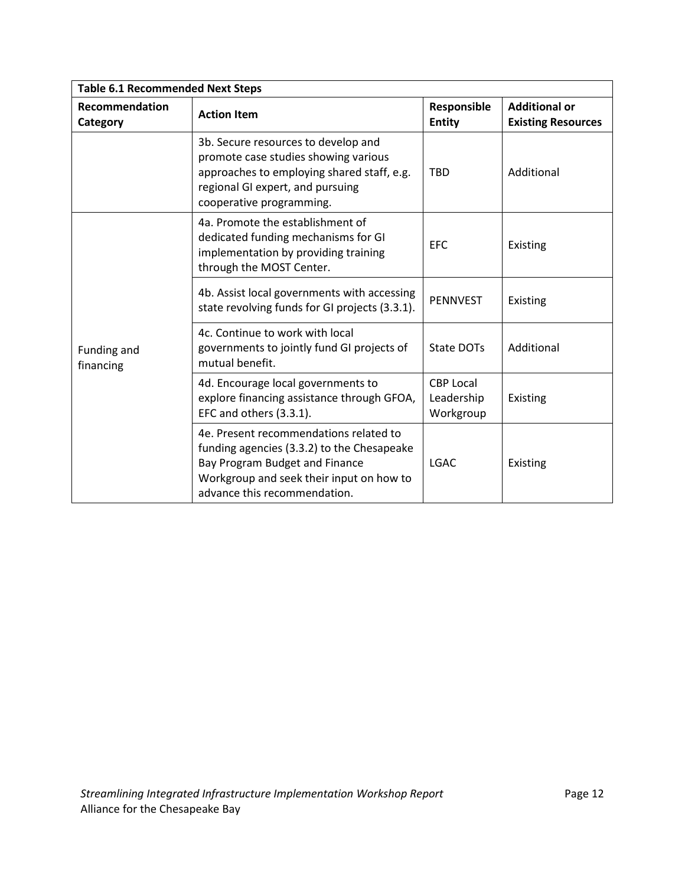| Table 6.1 Recommended Next Steps | | | |
|---|---|---|---|
| **Recommendation Category** | **Action Item** | **Responsible Entity** | **Additional or Existing Resources** |
| | 3b. Secure resources to develop and promote case studies showing various approaches to employing shared staff, e.g. regional GI expert, and pursuing cooperative programming. | TBD | Additional |
| Funding and financing | 4a. Promote the establishment of dedicated funding mechanisms for GI implementation by providing training through the MOST Center. | EFC | Existing |
| | 4b. Assist local governments with accessing state revolving funds for GI projects (3.3.1). | PENNVEST | Existing |
| | 4c. Continue to work with local governments to jointly fund GI projects of mutual benefit. | State DOTs | Additional |
| | 4d. Encourage local governments to explore financing assistance through GFOA, EFC and others (3.3.1). | CBP Local Leadership Workgroup | Existing |
| | 4e. Present recommendations related to funding agencies (3.3.2) to the Chesapeake Bay Program Budget and Finance Workgroup and seek their input on how to advance this recommendation. | LGAC | Existing |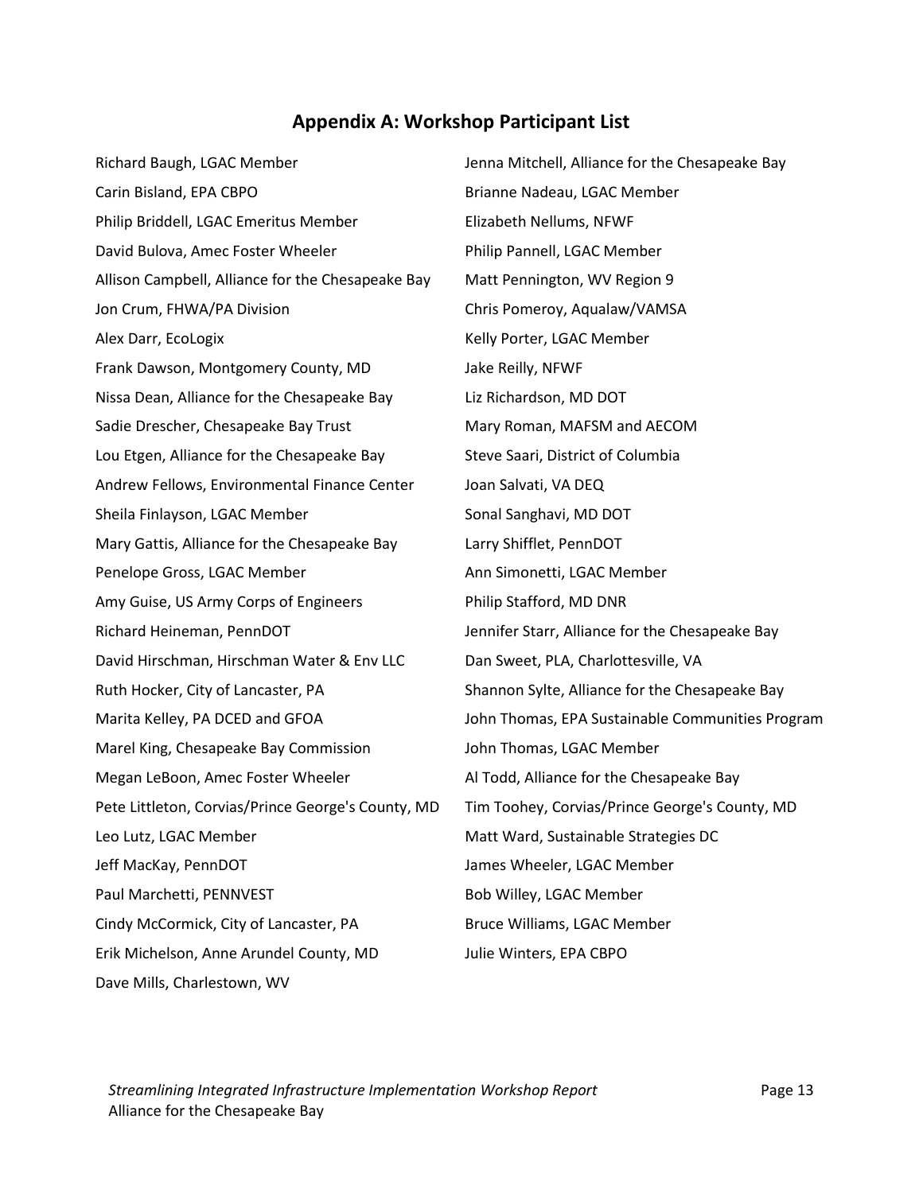## Appendix A: Workshop Participant List

Richard Baugh, LGAC Member
Carin Bisland, EPA CBPO
Philip Briddell, LGAC Emeritus Member
David Bulova, Amec Foster Wheeler
Allison Campbell, Alliance for the Chesapeake Bay
Jon Crum, FHWA/PA Division
Alex Darr, EcoLogix
Frank Dawson, Montgomery County, MD
Nissa Dean, Alliance for the Chesapeake Bay
Sadie Drescher, Chesapeake Bay Trust
Lou Etgen, Alliance for the Chesapeake Bay
Andrew Fellows, Environmental Finance Center
Sheila Finlayson, LGAC Member
Mary Gattis, Alliance for the Chesapeake Bay
Penelope Gross, LGAC Member
Amy Guise, US Army Corps of Engineers
Richard Heineman, PennDOT
David Hirschman, Hirschman Water & Env LLC
Ruth Hocker, City of Lancaster, PA
Marita Kelley, PA DCED and GFOA
Marel King, Chesapeake Bay Commission
Megan LeBoon, Amec Foster Wheeler
Pete Littleton, Corvias/Prince George's County, MD
Leo Lutz, LGAC Member
Jeff MacKay, PennDOT
Paul Marchetti, PENNVEST
Cindy McCormick, City of Lancaster, PA
Erik Michelson, Anne Arundel County, MD
Dave Mills, Charlestown, WV
Jenna Mitchell, Alliance for the Chesapeake Bay
Brianne Nadeau, LGAC Member
Elizabeth Nellums, NFWF
Philip Pannell, LGAC Member
Matt Pennington, WV Region 9
Chris Pomeroy, Aqualaw/VAMSA
Kelly Porter, LGAC Member
Jake Reilly, NFWF
Liz Richardson, MD DOT
Mary Roman, MAFSM and AECOM
Steve Saari, District of Columbia
Joan Salvati, VA DEQ
Sonal Sanghavi, MD DOT
Larry Shifflet, PennDOT
Ann Simonetti, LGAC Member
Philip Stafford, MD DNR
Jennifer Starr, Alliance for the Chesapeake Bay
Dan Sweet, PLA, Charlottesville, VA
Shannon Sylte, Alliance for the Chesapeake Bay
John Thomas, EPA Sustainable Communities Program
John Thomas, LGAC Member
Al Todd, Alliance for the Chesapeake Bay
Tim Toohey, Corvias/Prince George's County, MD
Matt Ward, Sustainable Strategies DC
James Wheeler, LGAC Member
Bob Willey, LGAC Member
Bruce Williams, LGAC Member
Julie Winters, EPA CBPO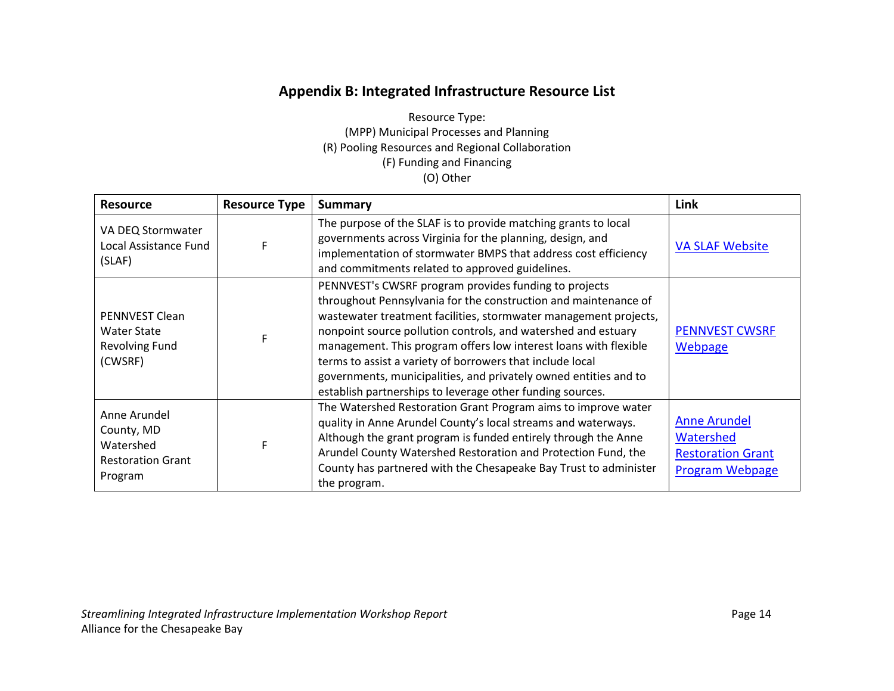## Appendix B: Integrated Infrastructure Resource List

Resource Type:
(MPP) Municipal Processes and Planning
(R) Pooling Resources and Regional Collaboration
(F) Funding and Financing
(O) Other

| Resource | Resource Type | Summary | Link |
|---|---|---|---|
| VA DEQ Stormwater Local Assistance Fund (SLAF) | F | The purpose of the SLAF is to provide matching grants to local governments across Virginia for the planning, design, and implementation of stormwater BMPS that address cost efficiency and commitments related to approved guidelines. | VA SLAF Website |
| PENNVEST Clean Water State Revolving Fund (CWSRF) | F | PENNVEST's CWSRF program provides funding to projects throughout Pennsylvania for the construction and maintenance of wastewater treatment facilities, stormwater management projects, nonpoint source pollution controls, and watershed and estuary management. This program offers low interest loans with flexible terms to assist a variety of borrowers that include local governments, municipalities, and privately owned entities and to establish partnerships to leverage other funding sources. | PENNVEST CWSRF Webpage |
| Anne Arundel County, MD Watershed Restoration Grant Program | F | The Watershed Restoration Grant Program aims to improve water quality in Anne Arundel County's local streams and waterways. Although the grant program is funded entirely through the Anne Arundel County Watershed Restoration and Protection Fund, the County has partnered with the Chesapeake Bay Trust to administer the program. | Anne Arundel Watershed Restoration Grant Program Webpage |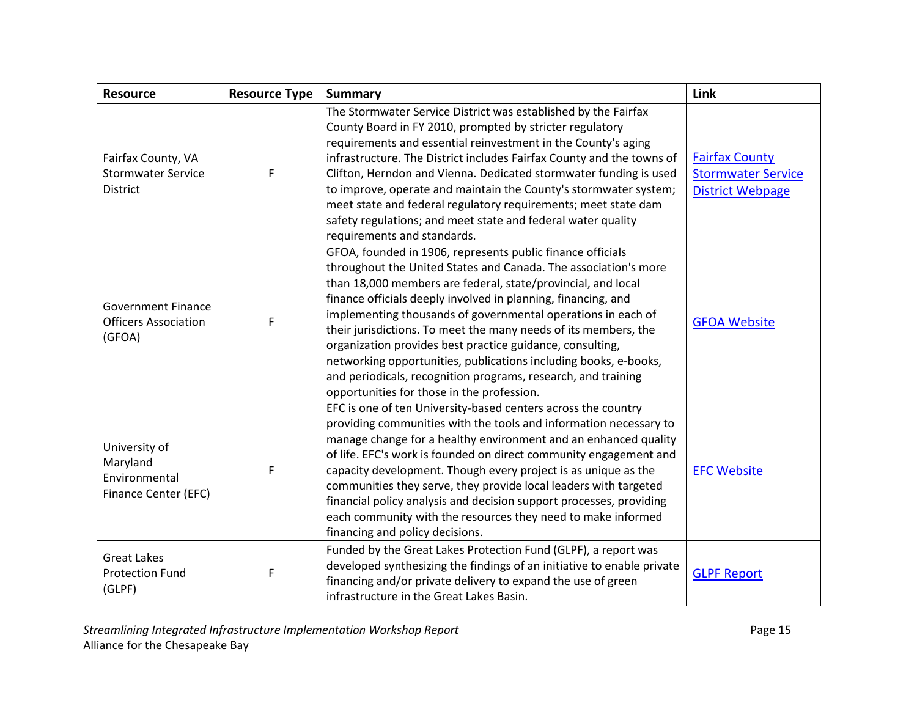| Resource | Resource Type | Summary | Link |
|---|---|---|---|
| Fairfax County, VA Stormwater Service District | F | The Stormwater Service District was established by the Fairfax County Board in FY 2010, prompted by stricter regulatory requirements and essential reinvestment in the County's aging infrastructure. The District includes Fairfax County and the towns of Clifton, Herndon and Vienna. Dedicated stormwater funding is used to improve, operate and maintain the County's stormwater system; meet state and federal regulatory requirements; meet state dam safety regulations; and meet state and federal water quality requirements and standards. | Fairfax County Stormwater Service District Webpage |
| Government Finance Officers Association (GFOA) | F | GFOA, founded in 1906, represents public finance officials throughout the United States and Canada. The association's more than 18,000 members are federal, state/provincial, and local finance officials deeply involved in planning, financing, and implementing thousands of governmental operations in each of their jurisdictions. To meet the many needs of its members, the organization provides best practice guidance, consulting, networking opportunities, publications including books, e-books, and periodicals, recognition programs, research, and training opportunities for those in the profession. | GFOA Website |
| University of Maryland Environmental Finance Center (EFC) | F | EFC is one of ten University-based centers across the country providing communities with the tools and information necessary to manage change for a healthy environment and an enhanced quality of life. EFC's work is founded on direct community engagement and capacity development. Though every project is as unique as the communities they serve, they provide local leaders with targeted financial policy analysis and decision support processes, providing each community with the resources they need to make informed financing and policy decisions. | EFC Website |
| Great Lakes Protection Fund (GLPF) | F | Funded by the Great Lakes Protection Fund (GLPF), a report was developed synthesizing the findings of an initiative to enable private financing and/or private delivery to expand the use of green infrastructure in the Great Lakes Basin. | GLPF Report |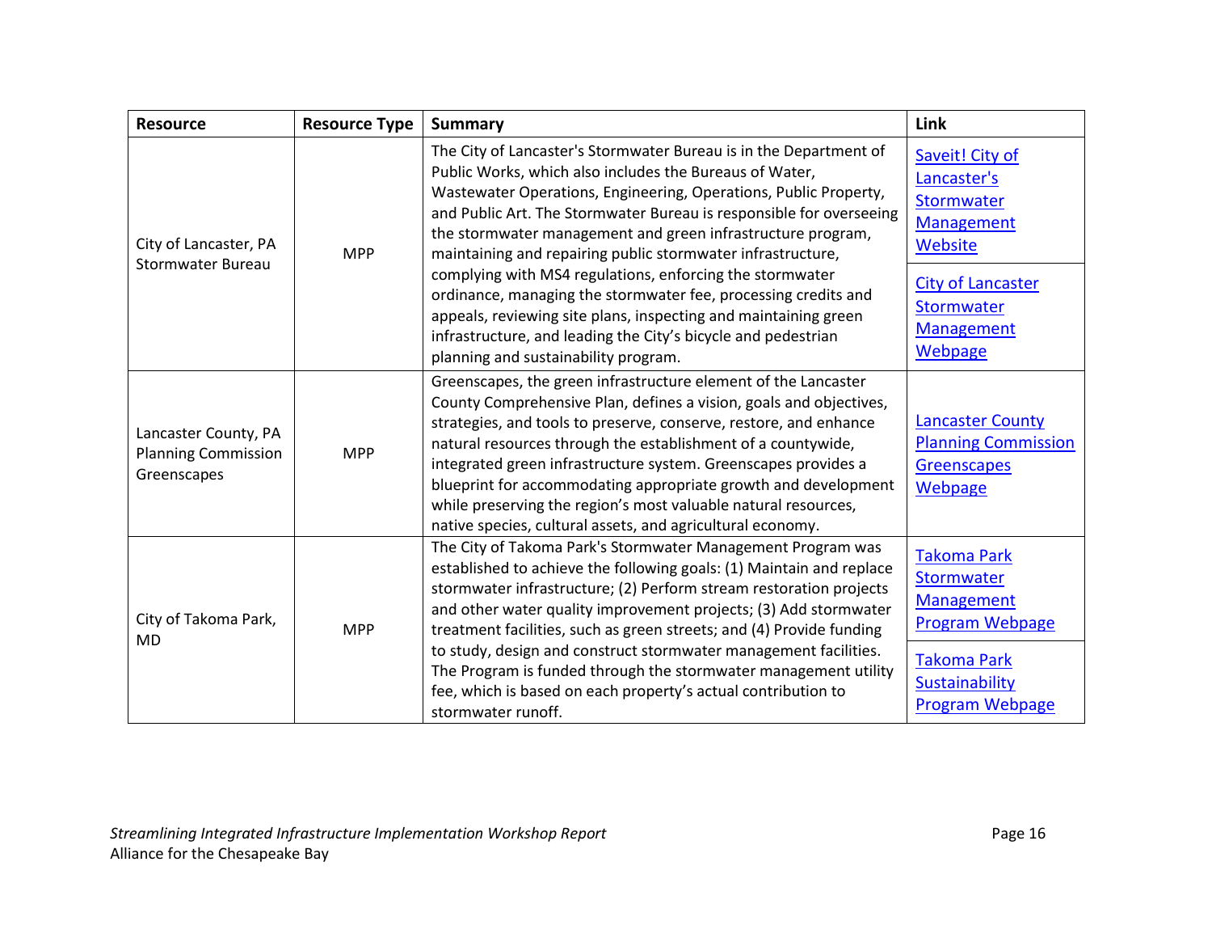| Resource | Resource Type | Summary | Link |
|---|---|---|---|
| City of Lancaster, PA Stormwater Bureau | MPP | The City of Lancaster's Stormwater Bureau is in the Department of Public Works, which also includes the Bureaus of Water, Wastewater Operations, Engineering, Operations, Public Property, and Public Art. The Stormwater Bureau is responsible for overseeing the stormwater management and green infrastructure program, maintaining and repairing public stormwater infrastructure, complying with MS4 regulations, enforcing the stormwater ordinance, managing the stormwater fee, processing credits and appeals, reviewing site plans, inspecting and maintaining green infrastructure, and leading the City's bicycle and pedestrian planning and sustainability program. | Saveit! City of Lancaster's Stormwater Management Website<br>City of Lancaster Stormwater Management Webpage |
| Lancaster County, PA Planning Commission Greenscapes | MPP | Greenscapes, the green infrastructure element of the Lancaster County Comprehensive Plan, defines a vision, goals and objectives, strategies, and tools to preserve, conserve, restore, and enhance natural resources through the establishment of a countywide, integrated green infrastructure system. Greenscapes provides a blueprint for accommodating appropriate growth and development while preserving the region's most valuable natural resources, native species, cultural assets, and agricultural economy. | Lancaster County Planning Commission Greenscapes Webpage |
| City of Takoma Park, MD | MPP | The City of Takoma Park's Stormwater Management Program was established to achieve the following goals: (1) Maintain and replace stormwater infrastructure; (2) Perform stream restoration projects and other water quality improvement projects; (3) Add stormwater treatment facilities, such as green streets; and (4) Provide funding to study, design and construct stormwater management facilities. The Program is funded through the stormwater management utility fee, which is based on each property's actual contribution to stormwater runoff. | Takoma Park Stormwater Management Program Webpage<br>Takoma Park Sustainability Program Webpage |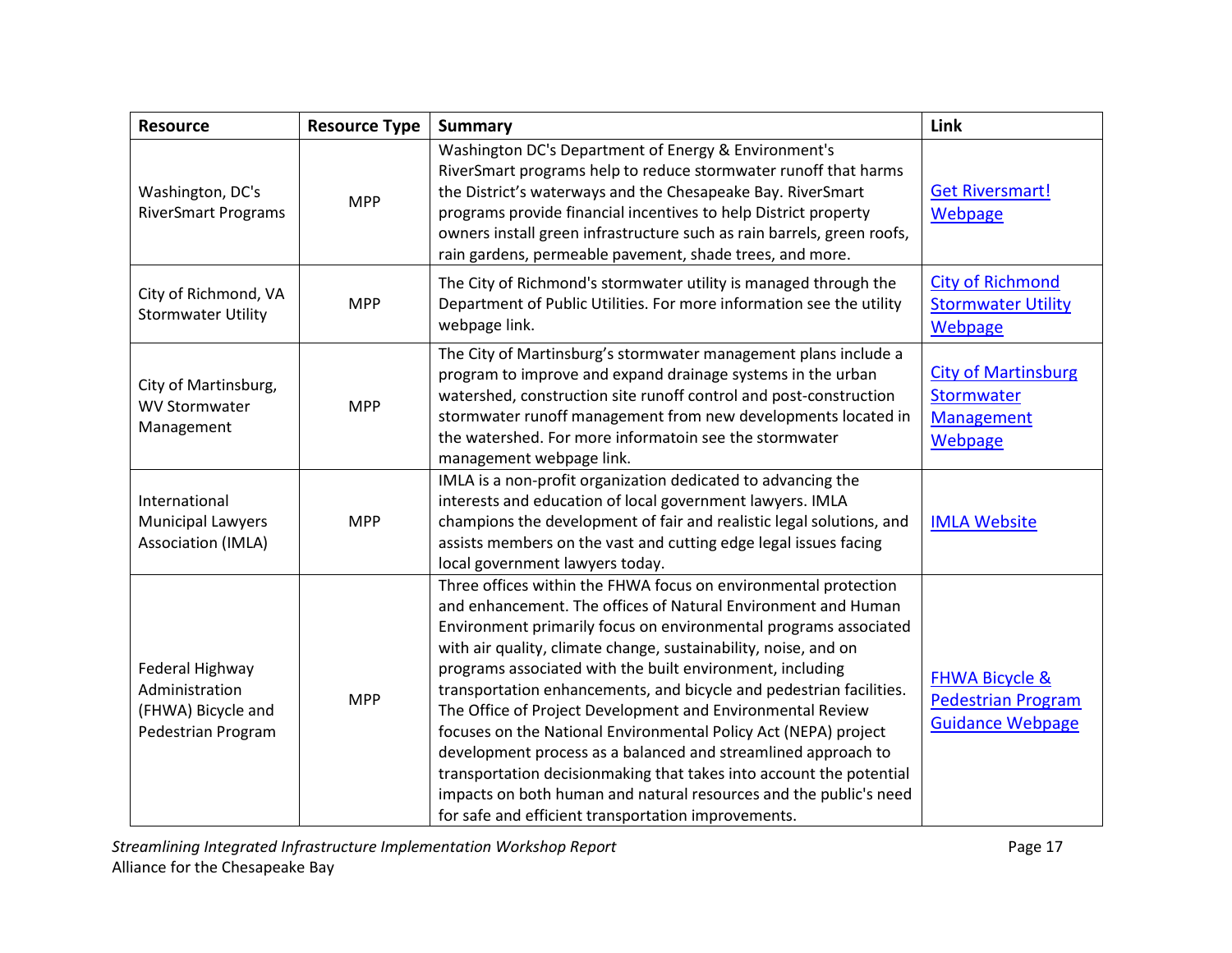| Resource | Resource Type | Summary | Link |
|---|---|---|---|
| Washington, DC's RiverSmart Programs | MPP | Washington DC's Department of Energy & Environment's RiverSmart programs help to reduce stormwater runoff that harms the District's waterways and the Chesapeake Bay. RiverSmart programs provide financial incentives to help District property owners install green infrastructure such as rain barrels, green roofs, rain gardens, permeable pavement, shade trees, and more. | Get Riversmart! Webpage |
| City of Richmond, VA Stormwater Utility | MPP | The City of Richmond's stormwater utility is managed through the Department of Public Utilities. For more information see the utility webpage link. | City of Richmond Stormwater Utility Webpage |
| City of Martinsburg, WV Stormwater Management | MPP | The City of Martinsburg's stormwater management plans include a program to improve and expand drainage systems in the urban watershed, construction site runoff control and post-construction stormwater runoff management from new developments located in the watershed. For more informatoin see the stormwater management webpage link. | City of Martinsburg Stormwater Management Webpage |
| International Municipal Lawyers Association (IMLA) | MPP | IMLA is a non-profit organization dedicated to advancing the interests and education of local government lawyers. IMLA champions the development of fair and realistic legal solutions, and assists members on the vast and cutting edge legal issues facing local government lawyers today. | IMLA Website |
| Federal Highway Administration (FHWA) Bicycle and Pedestrian Program | MPP | Three offices within the FHWA focus on environmental protection and enhancement. The offices of Natural Environment and Human Environment primarily focus on environmental programs associated with air quality, climate change, sustainability, noise, and on programs associated with the built environment, including transportation enhancements, and bicycle and pedestrian facilities. The Office of Project Development and Environmental Review focuses on the National Environmental Policy Act (NEPA) project development process as a balanced and streamlined approach to transportation decisionmaking that takes into account the potential impacts on both human and natural resources and the public's need for safe and efficient transportation improvements. | FHWA Bicycle & Pedestrian Program Guidance Webpage |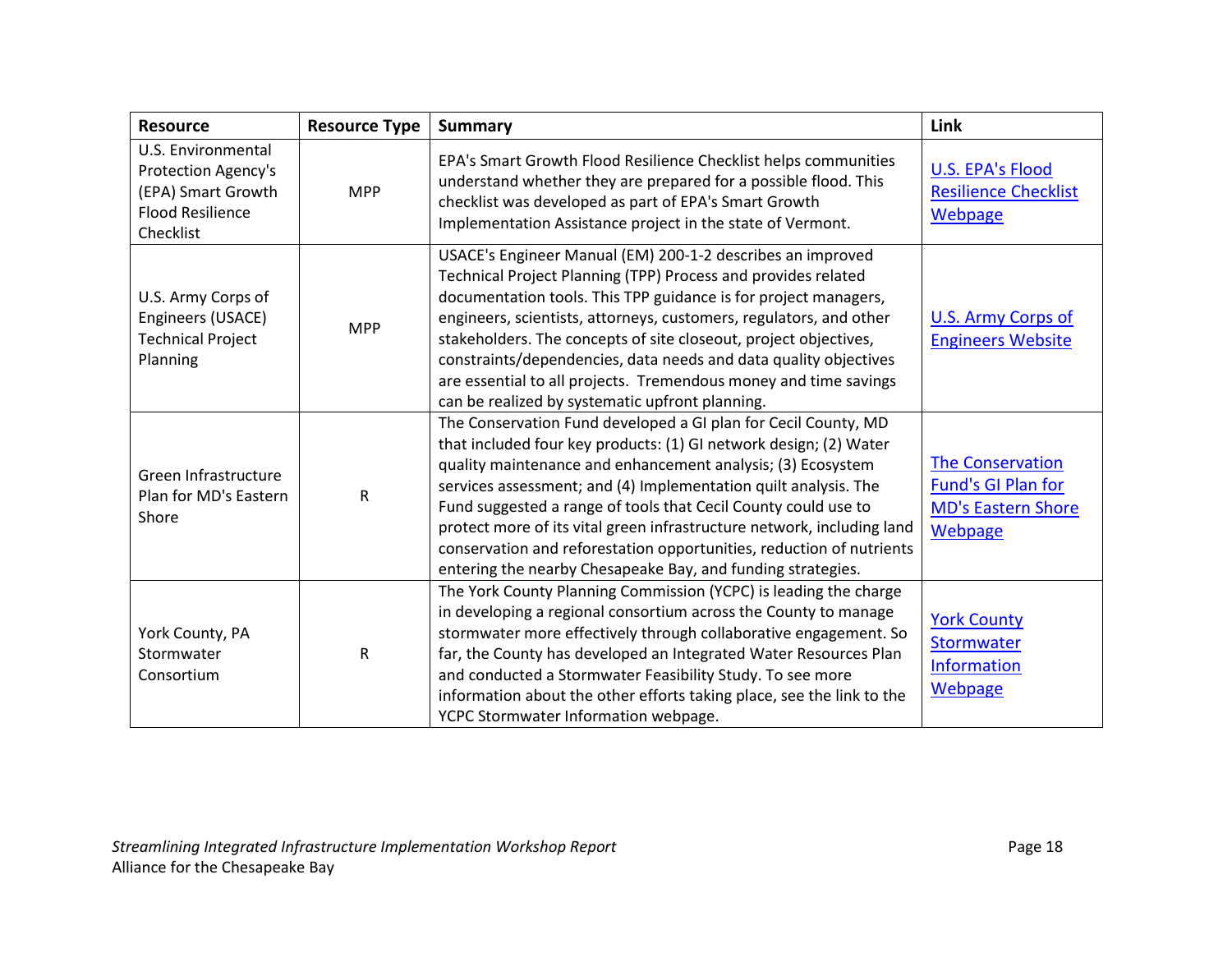| Resource | Resource Type | Summary | Link |
|---|---|---|---|
| U.S. Environmental Protection Agency's (EPA) Smart Growth Flood Resilience Checklist | MPP | EPA's Smart Growth Flood Resilience Checklist helps communities understand whether they are prepared for a possible flood. This checklist was developed as part of EPA's Smart Growth Implementation Assistance project in the state of Vermont. | U.S. EPA's Flood Resilience Checklist Webpage |
| U.S. Army Corps of Engineers (USACE) Technical Project Planning | MPP | USACE's Engineer Manual (EM) 200-1-2 describes an improved Technical Project Planning (TPP) Process and provides related documentation tools. This TPP guidance is for project managers, engineers, scientists, attorneys, customers, regulators, and other stakeholders. The concepts of site closeout, project objectives, constraints/dependencies, data needs and data quality objectives are essential to all projects. Tremendous money and time savings can be realized by systematic upfront planning. | U.S. Army Corps of Engineers Website |
| Green Infrastructure Plan for MD's Eastern Shore | R | The Conservation Fund developed a GI plan for Cecil County, MD that included four key products: (1) GI network design; (2) Water quality maintenance and enhancement analysis; (3) Ecosystem services assessment; and (4) Implementation quilt analysis. The Fund suggested a range of tools that Cecil County could use to protect more of its vital green infrastructure network, including land conservation and reforestation opportunities, reduction of nutrients entering the nearby Chesapeake Bay, and funding strategies. | The Conservation Fund's GI Plan for MD's Eastern Shore Webpage |
| York County, PA Stormwater Consortium | R | The York County Planning Commission (YCPC) is leading the charge in developing a regional consortium across the County to manage stormwater more effectively through collaborative engagement. So far, the County has developed an Integrated Water Resources Plan and conducted a Stormwater Feasibility Study. To see more information about the other efforts taking place, see the link to the YCPC Stormwater Information webpage. | York County Stormwater Information Webpage |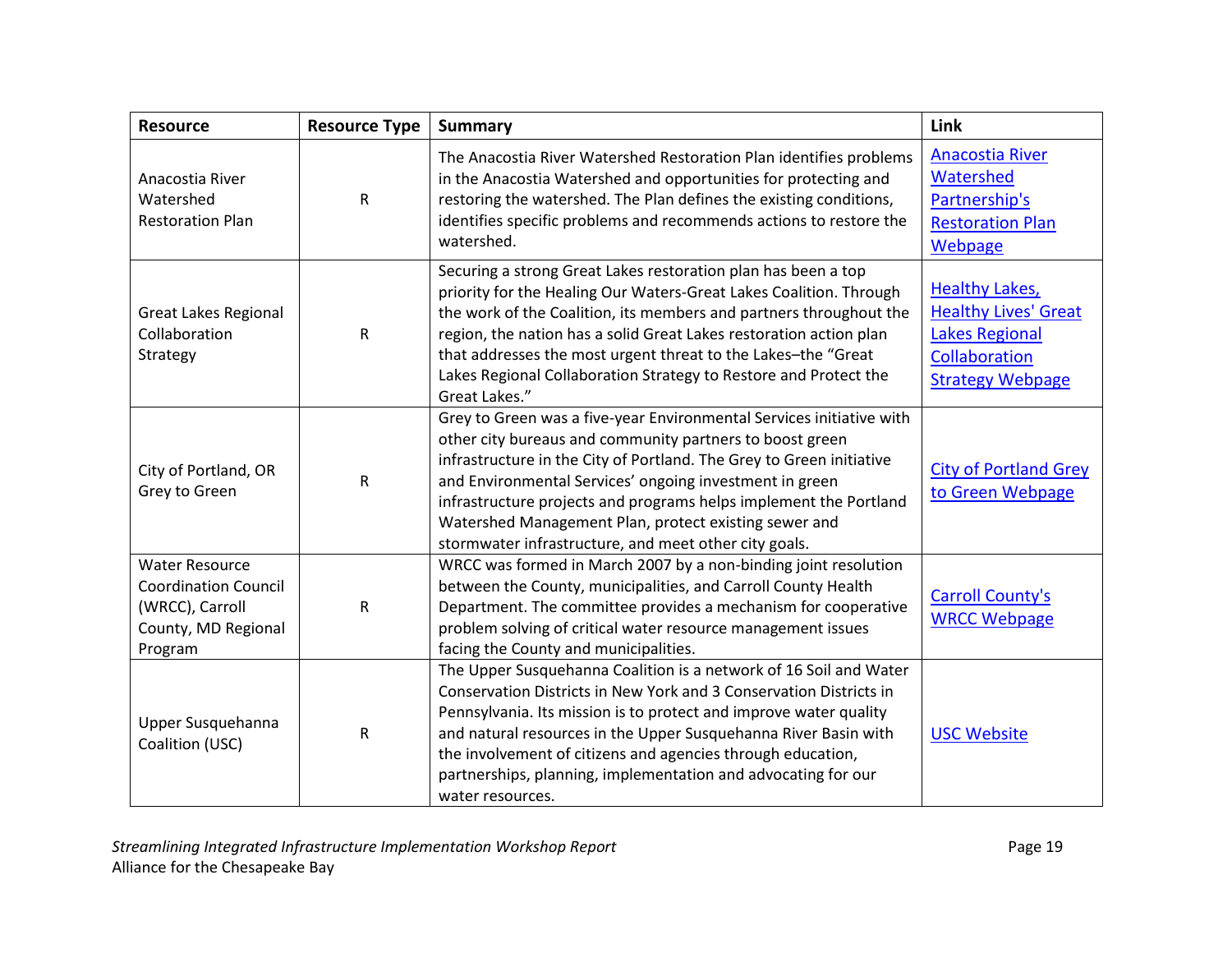| Resource | Resource Type | Summary | Link |
|---|---|---|---|
| Anacostia River Watershed Restoration Plan | R | The Anacostia River Watershed Restoration Plan identifies problems in the Anacostia Watershed and opportunities for protecting and restoring the watershed. The Plan defines the existing conditions, identifies specific problems and recommends actions to restore the watershed. | Anacostia River Watershed Partnership's Restoration Plan Webpage |
| Great Lakes Regional Collaboration Strategy | R | Securing a strong Great Lakes restoration plan has been a top priority for the Healing Our Waters-Great Lakes Coalition. Through the work of the Coalition, its members and partners throughout the region, the nation has a solid Great Lakes restoration action plan that addresses the most urgent threat to the Lakes–the "Great Lakes Regional Collaboration Strategy to Restore and Protect the Great Lakes." | Healthy Lakes, Healthy Lives' Great Lakes Regional Collaboration Strategy Webpage |
| City of Portland, OR Grey to Green | R | Grey to Green was a five-year Environmental Services initiative with other city bureaus and community partners to boost green infrastructure in the City of Portland. The Grey to Green initiative and Environmental Services' ongoing investment in green infrastructure projects and programs helps implement the Portland Watershed Management Plan, protect existing sewer and stormwater infrastructure, and meet other city goals. | City of Portland Grey to Green Webpage |
| Water Resource Coordination Council (WRCC), Carroll County, MD Regional Program | R | WRCC was formed in March 2007 by a non-binding joint resolution between the County, municipalities, and Carroll County Health Department. The committee provides a mechanism for cooperative problem solving of critical water resource management issues facing the County and municipalities. | Carroll County's WRCC Webpage |
| Upper Susquehanna Coalition (USC) | R | The Upper Susquehanna Coalition is a network of 16 Soil and Water Conservation Districts in New York and 3 Conservation Districts in Pennsylvania. Its mission is to protect and improve water quality and natural resources in the Upper Susquehanna River Basin with the involvement of citizens and agencies through education, partnerships, planning, implementation and advocating for our water resources. | USC Website |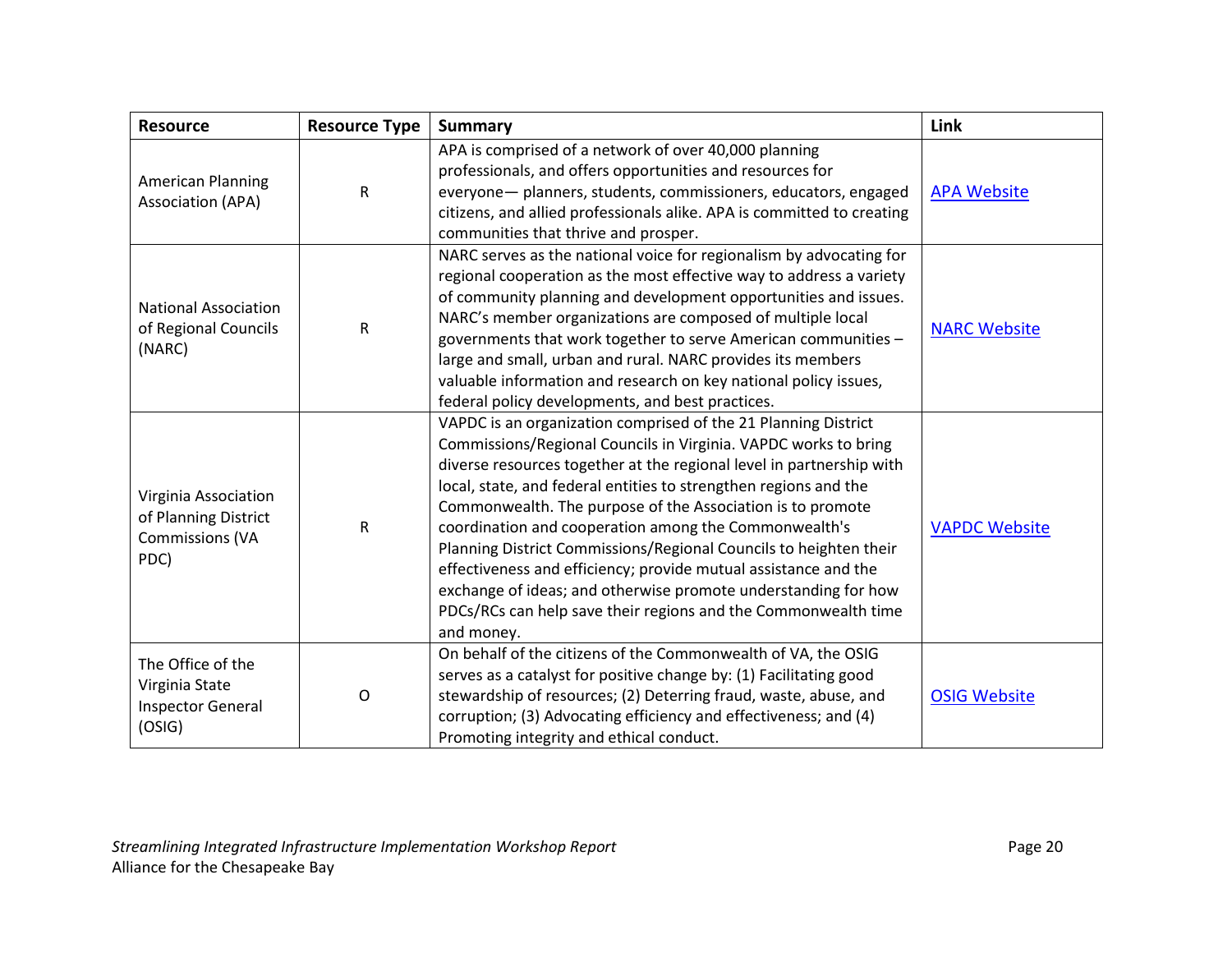| Resource | Resource Type | Summary | Link |
| --- | --- | --- | --- |
| American Planning Association (APA) | R | APA is comprised of a network of over 40,000 planning professionals, and offers opportunities and resources for everyone— planners, students, commissioners, educators, engaged citizens, and allied professionals alike. APA is committed to creating communities that thrive and prosper. | APA Website |
| National Association of Regional Councils (NARC) | R | NARC serves as the national voice for regionalism by advocating for regional cooperation as the most effective way to address a variety of community planning and development opportunities and issues. NARC's member organizations are composed of multiple local governments that work together to serve American communities – large and small, urban and rural. NARC provides its members valuable information and research on key national policy issues, federal policy developments, and best practices. | NARC Website |
| Virginia Association of Planning District Commissions (VA PDC) | R | VAPDC is an organization comprised of the 21 Planning District Commissions/Regional Councils in Virginia. VAPDC works to bring diverse resources together at the regional level in partnership with local, state, and federal entities to strengthen regions and the Commonwealth. The purpose of the Association is to promote coordination and cooperation among the Commonwealth's Planning District Commissions/Regional Councils to heighten their effectiveness and efficiency; provide mutual assistance and the exchange of ideas; and otherwise promote understanding for how PDCs/RCs can help save their regions and the Commonwealth time and money. | VAPDC Website |
| The Office of the Virginia State Inspector General (OSIG) | O | On behalf of the citizens of the Commonwealth of VA, the OSIG serves as a catalyst for positive change by: (1) Facilitating good stewardship of resources; (2) Deterring fraud, waste, abuse, and corruption; (3) Advocating efficiency and effectiveness; and (4) Promoting integrity and ethical conduct. | OSIG Website |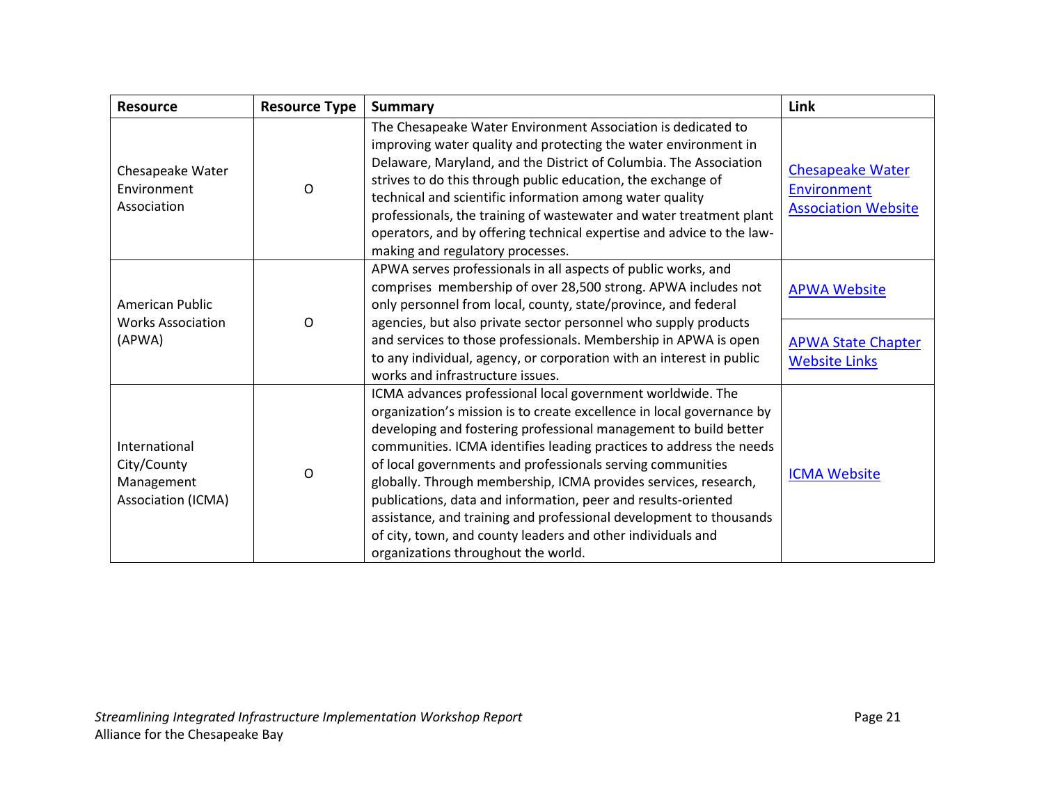| Resource | Resource Type | Summary | Link |
|---|---|---|---|
| Chesapeake Water Environment Association | O | The Chesapeake Water Environment Association is dedicated to improving water quality and protecting the water environment in Delaware, Maryland, and the District of Columbia. The Association strives to do this through public education, the exchange of technical and scientific information among water quality professionals, the training of wastewater and water treatment plant operators, and by offering technical expertise and advice to the law-making and regulatory processes. | Chesapeake Water Environment Association Website |
| American Public Works Association (APWA) | O | APWA serves professionals in all aspects of public works, and comprises membership of over 28,500 strong. APWA includes not only personnel from local, county, state/province, and federal agencies, but also private sector personnel who supply products and services to those professionals. Membership in APWA is open to any individual, agency, or corporation with an interest in public works and infrastructure issues. | APWA Website<br><br>APWA State Chapter Website Links |
| International City/County Management Association (ICMA) | O | ICMA advances professional local government worldwide. The organization's mission is to create excellence in local governance by developing and fostering professional management to build better communities. ICMA identifies leading practices to address the needs of local governments and professionals serving communities globally. Through membership, ICMA provides services, research, publications, data and information, peer and results-oriented assistance, and training and professional development to thousands of city, town, and county leaders and other individuals and organizations throughout the world. | ICMA Website |